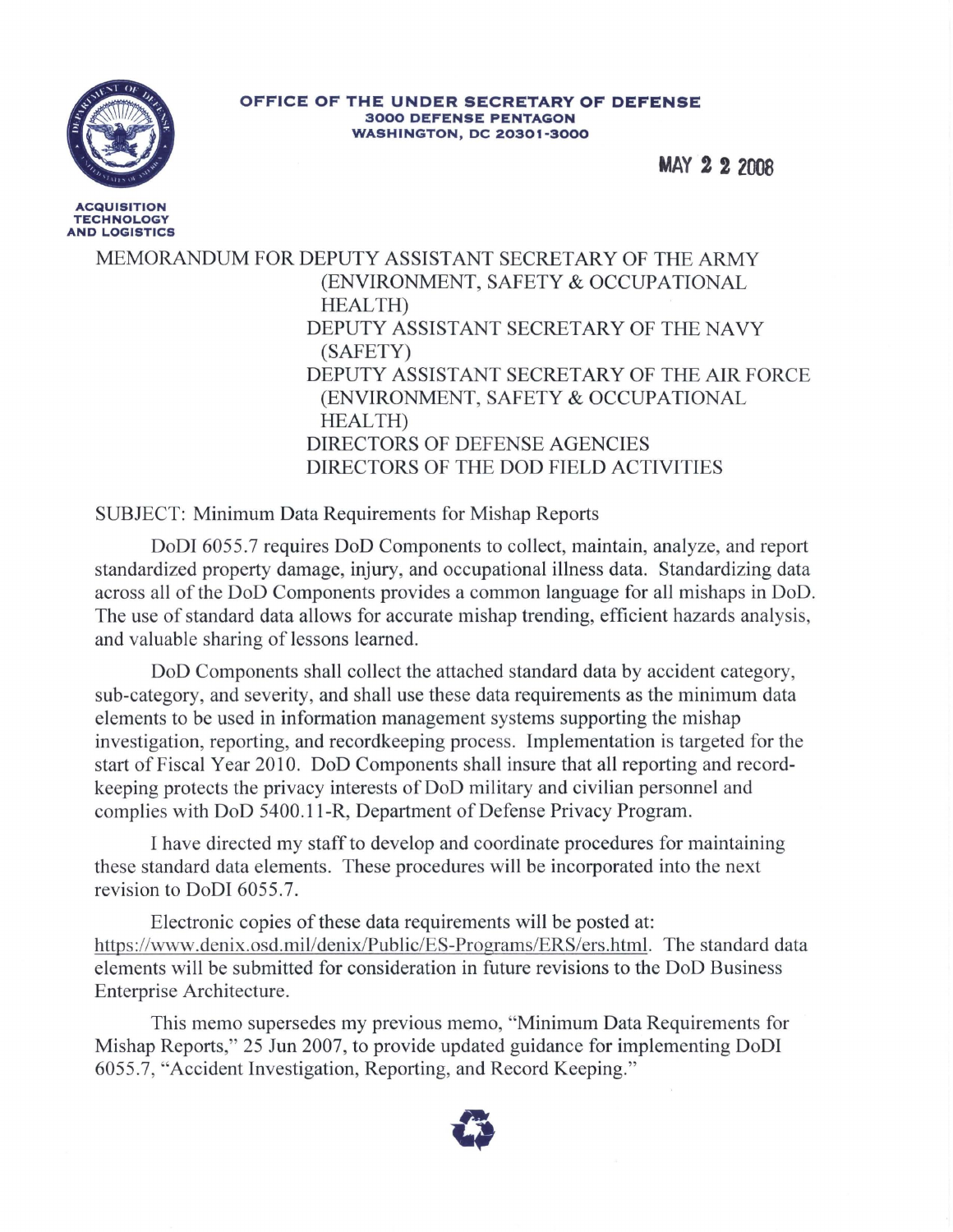**OFFICE OF THE UNDER SECRETARY OF DEFENSE**
**3000 DEFENSE PENTAGON**
**WASHINGTON, DC 20301-3000**

**ACQUISITION TECHNOLOGY AND LOGISTICS**

MAY 2 2 2008

MEMORANDUM FOR DEPUTY ASSISTANT SECRETARY OF THE ARMY (ENVIRONMENT, SAFETY & OCCUPATIONAL HEALTH)
DEPUTY ASSISTANT SECRETARY OF THE NAVY (SAFETY)
DEPUTY ASSISTANT SECRETARY OF THE AIR FORCE (ENVIRONMENT, SAFETY & OCCUPATIONAL HEALTH)
DIRECTORS OF DEFENSE AGENCIES
DIRECTORS OF THE DOD FIELD ACTIVITIES

SUBJECT: Minimum Data Requirements for Mishap Reports

DoDI 6055.7 requires DoD Components to collect, maintain, analyze, and report standardized property damage, injury, and occupational illness data. Standardizing data across all of the DoD Components provides a common language for all mishaps in DoD. The use of standard data allows for accurate mishap trending, efficient hazards analysis, and valuable sharing of lessons learned.

DoD Components shall collect the attached standard data by accident category, sub-category, and severity, and shall use these data requirements as the minimum data elements to be used in information management systems supporting the mishap investigation, reporting, and recordkeeping process. Implementation is targeted for the start of Fiscal Year 2010. DoD Components shall insure that all reporting and record-keeping protects the privacy interests of DoD military and civilian personnel and complies with DoD 5400.11-R, Department of Defense Privacy Program.

I have directed my staff to develop and coordinate procedures for maintaining these standard data elements. These procedures will be incorporated into the next revision to DoDI 6055.7.

Electronic copies of these data requirements will be posted at: https://www.denix.osd.mil/denix/Public/ES-Programs/ERS/ers.html. The standard data elements will be submitted for consideration in future revisions to the DoD Business Enterprise Architecture.

This memo supersedes my previous memo, "Minimum Data Requirements for Mishap Reports," 25 Jun 2007, to provide updated guidance for implementing DoDI 6055.7, "Accident Investigation, Reporting, and Record Keeping."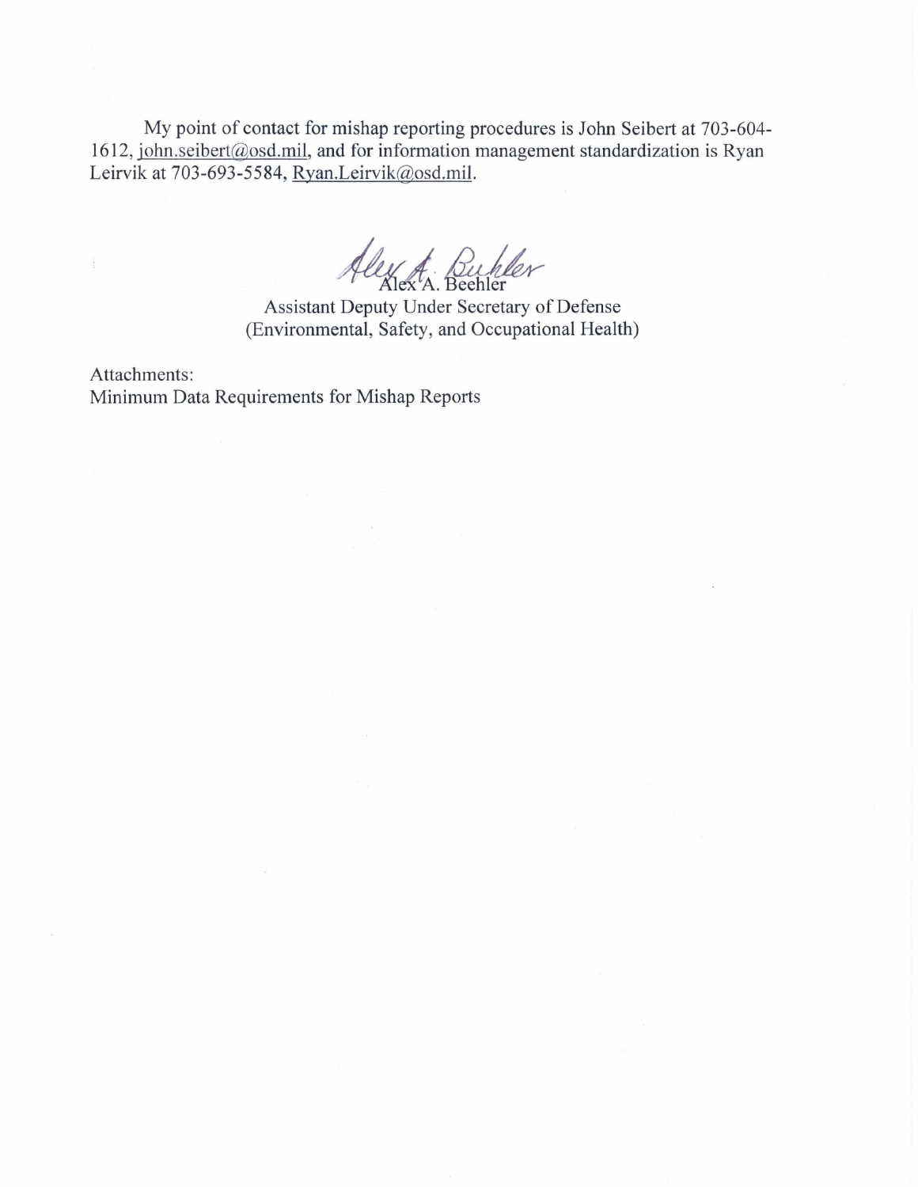My point of contact for mishap reporting procedures is John Seibert at 703-604-1612, john.seibert@osd.mil, and for information management standardization is Ryan Leirvik at 703-693-5584, Ryan.Leirvik@osd.mil.

Alex A. Beehler
Assistant Deputy Under Secretary of Defense
(Environmental, Safety, and Occupational Health)

Attachments:
Minimum Data Requirements for Mishap Reports